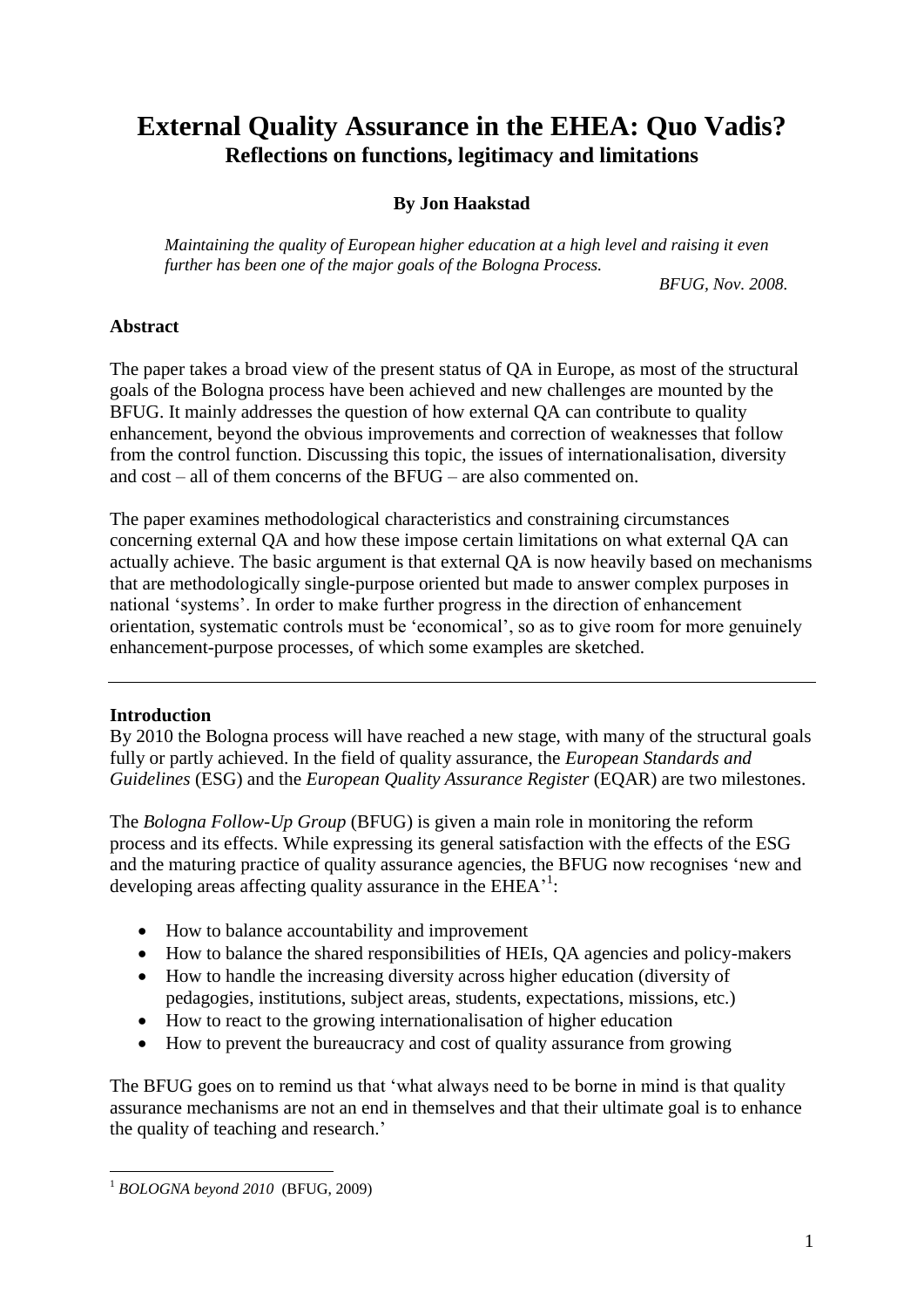# External Quality Assurance in the EHEA: Quo Vadis?

## Reflections on functions, legitimacy and limitations

**By Jon Haakstad**

*Maintaining the quality of European higher education at a high level and raising it even further has been one of the major goals of the Bologna Process.*

*BFUG, Nov. 2008.*

### Abstract

The paper takes a broad view of the present status of QA in Europe, as most of the structural goals of the Bologna process have been achieved and new challenges are mounted by the BFUG. It mainly addresses the question of how external QA can contribute to quality enhancement, beyond the obvious improvements and correction of weaknesses that follow from the control function. Discussing this topic, the issues of internationalisation, diversity and cost – all of them concerns of the BFUG – are also commented on.

The paper examines methodological characteristics and constraining circumstances concerning external QA and how these impose certain limitations on what external QA can actually achieve. The basic argument is that external QA is now heavily based on mechanisms that are methodologically single-purpose oriented but made to answer complex purposes in national 'systems'. In order to make further progress in the direction of enhancement orientation, systematic controls must be 'economical', so as to give room for more genuinely enhancement-purpose processes, of which some examples are sketched.

---

### Introduction

By 2010 the Bologna process will have reached a new stage, with many of the structural goals fully or partly achieved. In the field of quality assurance, the *European Standards and Guidelines* (ESG) and the *European Quality Assurance Register* (EQAR) are two milestones.

The *Bologna Follow-Up Group* (BFUG) is given a main role in monitoring the reform process and its effects. While expressing its general satisfaction with the effects of the ESG and the maturing practice of quality assurance agencies, the BFUG now recognises 'new and developing areas affecting quality assurance in the EHEA'[1]:

- How to balance accountability and improvement
- How to balance the shared responsibilities of HEIs, QA agencies and policy-makers
- How to handle the increasing diversity across higher education (diversity of pedagogies, institutions, subject areas, students, expectations, missions, etc.)
- How to react to the growing internationalisation of higher education
- How to prevent the bureaucracy and cost of quality assurance from growing

The BFUG goes on to remind us that 'what always need to be borne in mind is that quality assurance mechanisms are not an end in themselves and that their ultimate goal is to enhance the quality of teaching and research.'

---

[1] *BOLOGNA beyond 2010* (BFUG, 2009)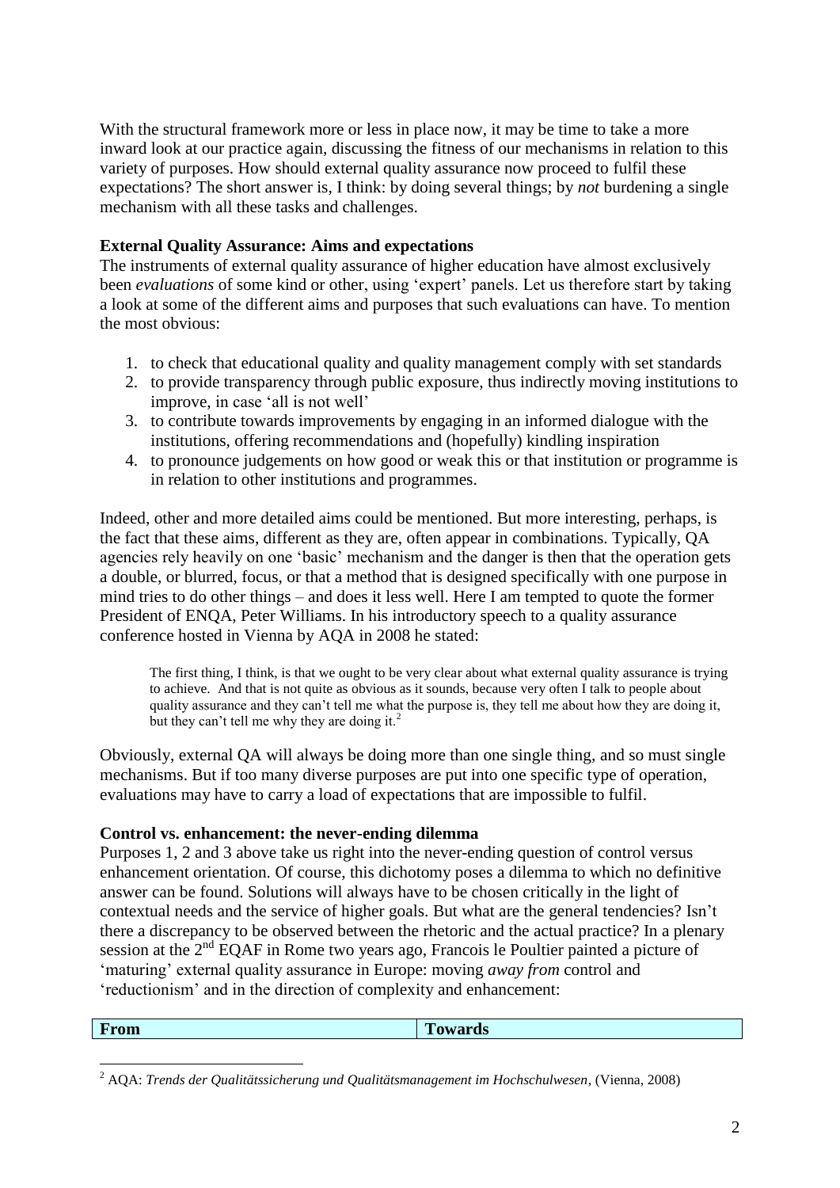With the structural framework more or less in place now, it may be time to take a more inward look at our practice again, discussing the fitness of our mechanisms in relation to this variety of purposes. How should external quality assurance now proceed to fulfil these expectations? The short answer is, I think: by doing several things; by *not* burdening a single mechanism with all these tasks and challenges.

**External Quality Assurance: Aims and expectations**

The instruments of external quality assurance of higher education have almost exclusively been *evaluations* of some kind or other, using 'expert' panels. Let us therefore start by taking a look at some of the different aims and purposes that such evaluations can have. To mention the most obvious:

1. to check that educational quality and quality management comply with set standards
2. to provide transparency through public exposure, thus indirectly moving institutions to improve, in case 'all is not well'
3. to contribute towards improvements by engaging in an informed dialogue with the institutions, offering recommendations and (hopefully) kindling inspiration
4. to pronounce judgements on how good or weak this or that institution or programme is in relation to other institutions and programmes.

Indeed, other and more detailed aims could be mentioned. But more interesting, perhaps, is the fact that these aims, different as they are, often appear in combinations. Typically, QA agencies rely heavily on one 'basic' mechanism and the danger is then that the operation gets a double, or blurred, focus, or that a method that is designed specifically with one purpose in mind tries to do other things – and does it less well. Here I am tempted to quote the former President of ENQA, Peter Williams. In his introductory speech to a quality assurance conference hosted in Vienna by AQA in 2008 he stated:

> The first thing, I think, is that we ought to be very clear about what external quality assurance is trying to achieve. And that is not quite as obvious as it sounds, because very often I talk to people about quality assurance and they can't tell me what the purpose is, they tell me about how they are doing it, but they can't tell me why they are doing it.[2]

Obviously, external QA will always be doing more than one single thing, and so must single mechanisms. But if too many diverse purposes are put into one specific type of operation, evaluations may have to carry a load of expectations that are impossible to fulfil.

**Control vs. enhancement: the never-ending dilemma**

Purposes 1, 2 and 3 above take us right into the never-ending question of control versus enhancement orientation. Of course, this dichotomy poses a dilemma to which no definitive answer can be found. Solutions will always have to be chosen critically in the light of contextual needs and the service of higher goals. But what are the general tendencies? Isn't there a discrepancy to be observed between the rhetoric and the actual practice? In a plenary session at the 2nd EQAF in Rome two years ago, Francois le Poultier painted a picture of 'maturing' external quality assurance in Europe: moving *away from* control and 'reductionism' and in the direction of complexity and enhancement:

| From | Towards |
| --- | --- |

[2] AQA: *Trends der Qualitätssicherung und Qualitätsmanagement im Hochschulwesen*, (Vienna, 2008)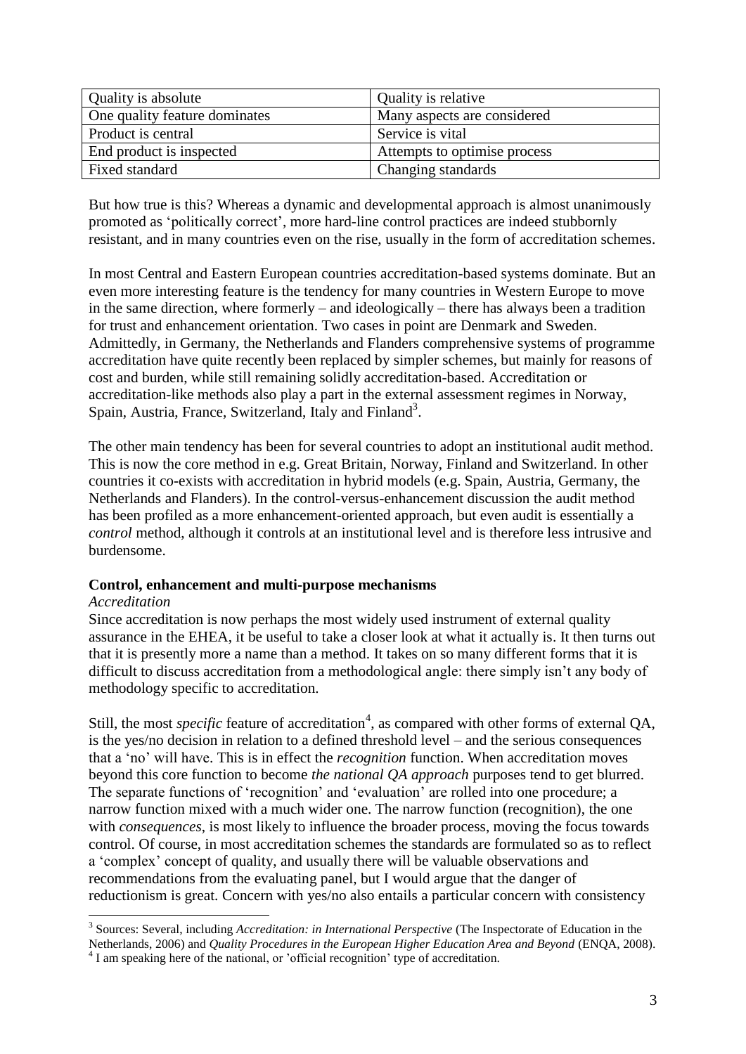| Quality is absolute | Quality is relative |
| --- | --- |
| One quality feature dominates | Many aspects are considered |
| Product is central | Service is vital |
| End product is inspected | Attempts to optimise process |
| Fixed standard | Changing standards |

But how true is this? Whereas a dynamic and developmental approach is almost unanimously promoted as 'politically correct', more hard-line control practices are indeed stubbornly resistant, and in many countries even on the rise, usually in the form of accreditation schemes.

In most Central and Eastern European countries accreditation-based systems dominate. But an even more interesting feature is the tendency for many countries in Western Europe to move in the same direction, where formerly – and ideologically – there has always been a tradition for trust and enhancement orientation. Two cases in point are Denmark and Sweden. Admittedly, in Germany, the Netherlands and Flanders comprehensive systems of programme accreditation have quite recently been replaced by simpler schemes, but mainly for reasons of cost and burden, while still remaining solidly accreditation-based. Accreditation or accreditation-like methods also play a part in the external assessment regimes in Norway, Spain, Austria, France, Switzerland, Italy and Finland[3].

The other main tendency has been for several countries to adopt an institutional audit method. This is now the core method in e.g. Great Britain, Norway, Finland and Switzerland. In other countries it co-exists with accreditation in hybrid models (e.g. Spain, Austria, Germany, the Netherlands and Flanders). In the control-versus-enhancement discussion the audit method has been profiled as a more enhancement-oriented approach, but even audit is essentially a *control* method, although it controls at an institutional level and is therefore less intrusive and burdensome.

**Control, enhancement and multi-purpose mechanisms**

*Accreditation*

Since accreditation is now perhaps the most widely used instrument of external quality assurance in the EHEA, it be useful to take a closer look at what it actually is. It then turns out that it is presently more a name than a method. It takes on so many different forms that it is difficult to discuss accreditation from a methodological angle: there simply isn't any body of methodology specific to accreditation.

Still, the most *specific* feature of accreditation[4], as compared with other forms of external QA, is the yes/no decision in relation to a defined threshold level – and the serious consequences that a 'no' will have. This is in effect the *recognition* function. When accreditation moves beyond this core function to become *the national QA approach* purposes tend to get blurred. The separate functions of 'recognition' and 'evaluation' are rolled into one procedure; a narrow function mixed with a much wider one. The narrow function (recognition), the one with *consequences*, is most likely to influence the broader process, moving the focus towards control. Of course, in most accreditation schemes the standards are formulated so as to reflect a 'complex' concept of quality, and usually there will be valuable observations and recommendations from the evaluating panel, but I would argue that the danger of reductionism is great. Concern with yes/no also entails a particular concern with consistency

[3] Sources: Several, including *Accreditation: in International Perspective* (The Inspectorate of Education in the Netherlands, 2006) and *Quality Procedures in the European Higher Education Area and Beyond* (ENQA, 2008).

[4] I am speaking here of the national, or 'official recognition' type of accreditation.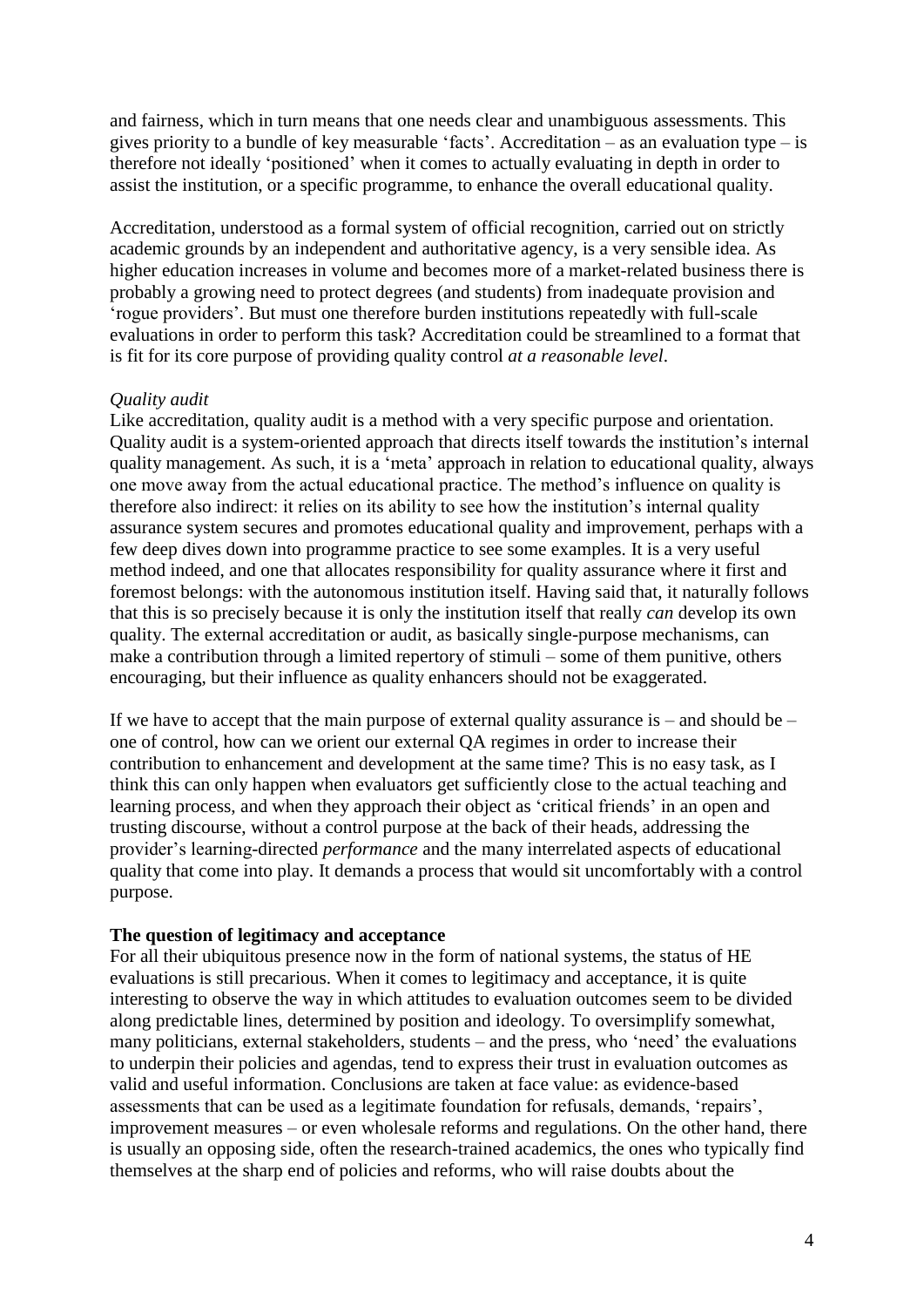and fairness, which in turn means that one needs clear and unambiguous assessments. This gives priority to a bundle of key measurable 'facts'. Accreditation – as an evaluation type – is therefore not ideally 'positioned' when it comes to actually evaluating in depth in order to assist the institution, or a specific programme, to enhance the overall educational quality.

Accreditation, understood as a formal system of official recognition, carried out on strictly academic grounds by an independent and authoritative agency, is a very sensible idea. As higher education increases in volume and becomes more of a market-related business there is probably a growing need to protect degrees (and students) from inadequate provision and 'rogue providers'. But must one therefore burden institutions repeatedly with full-scale evaluations in order to perform this task? Accreditation could be streamlined to a format that is fit for its core purpose of providing quality control *at a reasonable level*.

*Quality audit*

Like accreditation, quality audit is a method with a very specific purpose and orientation. Quality audit is a system-oriented approach that directs itself towards the institution's internal quality management. As such, it is a 'meta' approach in relation to educational quality, always one move away from the actual educational practice. The method's influence on quality is therefore also indirect: it relies on its ability to see how the institution's internal quality assurance system secures and promotes educational quality and improvement, perhaps with a few deep dives down into programme practice to see some examples. It is a very useful method indeed, and one that allocates responsibility for quality assurance where it first and foremost belongs: with the autonomous institution itself. Having said that, it naturally follows that this is so precisely because it is only the institution itself that really *can* develop its own quality. The external accreditation or audit, as basically single-purpose mechanisms, can make a contribution through a limited repertory of stimuli – some of them punitive, others encouraging, but their influence as quality enhancers should not be exaggerated.

If we have to accept that the main purpose of external quality assurance is – and should be – one of control, how can we orient our external QA regimes in order to increase their contribution to enhancement and development at the same time? This is no easy task, as I think this can only happen when evaluators get sufficiently close to the actual teaching and learning process, and when they approach their object as 'critical friends' in an open and trusting discourse, without a control purpose at the back of their heads, addressing the provider's learning-directed *performance* and the many interrelated aspects of educational quality that come into play. It demands a process that would sit uncomfortably with a control purpose.

**The question of legitimacy and acceptance**

For all their ubiquitous presence now in the form of national systems, the status of HE evaluations is still precarious. When it comes to legitimacy and acceptance, it is quite interesting to observe the way in which attitudes to evaluation outcomes seem to be divided along predictable lines, determined by position and ideology. To oversimplify somewhat, many politicians, external stakeholders, students – and the press, who 'need' the evaluations to underpin their policies and agendas, tend to express their trust in evaluation outcomes as valid and useful information. Conclusions are taken at face value: as evidence-based assessments that can be used as a legitimate foundation for refusals, demands, 'repairs', improvement measures – or even wholesale reforms and regulations. On the other hand, there is usually an opposing side, often the research-trained academics, the ones who typically find themselves at the sharp end of policies and reforms, who will raise doubts about the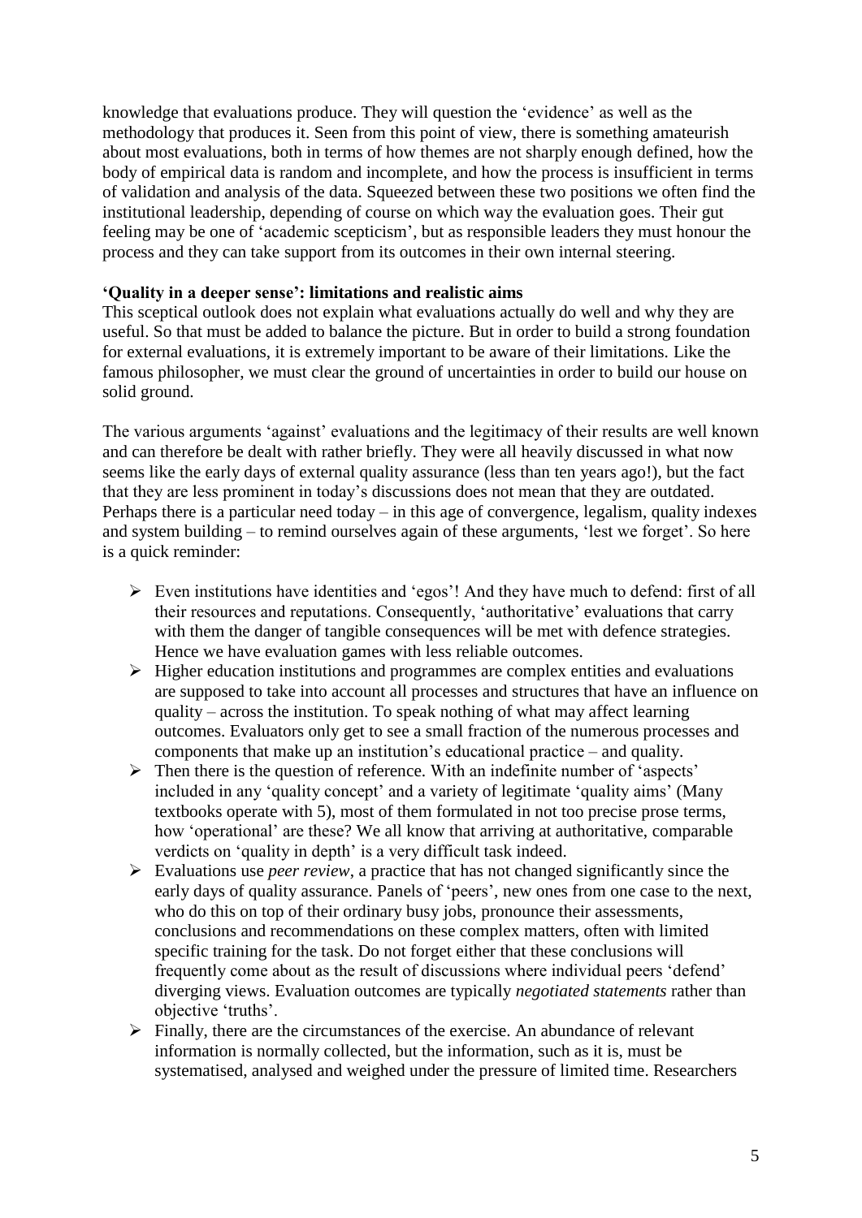knowledge that evaluations produce. They will question the 'evidence' as well as the methodology that produces it. Seen from this point of view, there is something amateurish about most evaluations, both in terms of how themes are not sharply enough defined, how the body of empirical data is random and incomplete, and how the process is insufficient in terms of validation and analysis of the data. Squeezed between these two positions we often find the institutional leadership, depending of course on which way the evaluation goes. Their gut feeling may be one of 'academic scepticism', but as responsible leaders they must honour the process and they can take support from its outcomes in their own internal steering.

**'Quality in a deeper sense': limitations and realistic aims**

This sceptical outlook does not explain what evaluations actually do well and why they are useful. So that must be added to balance the picture. But in order to build a strong foundation for external evaluations, it is extremely important to be aware of their limitations. Like the famous philosopher, we must clear the ground of uncertainties in order to build our house on solid ground.

The various arguments 'against' evaluations and the legitimacy of their results are well known and can therefore be dealt with rather briefly. They were all heavily discussed in what now seems like the early days of external quality assurance (less than ten years ago!), but the fact that they are less prominent in today's discussions does not mean that they are outdated. Perhaps there is a particular need today – in this age of convergence, legalism, quality indexes and system building – to remind ourselves again of these arguments, 'lest we forget'. So here is a quick reminder:

- Even institutions have identities and 'egos'! And they have much to defend: first of all their resources and reputations. Consequently, 'authoritative' evaluations that carry with them the danger of tangible consequences will be met with defence strategies. Hence we have evaluation games with less reliable outcomes.
- Higher education institutions and programmes are complex entities and evaluations are supposed to take into account all processes and structures that have an influence on quality – across the institution. To speak nothing of what may affect learning outcomes. Evaluators only get to see a small fraction of the numerous processes and components that make up an institution's educational practice – and quality.
- Then there is the question of reference. With an indefinite number of 'aspects' included in any 'quality concept' and a variety of legitimate 'quality aims' (Many textbooks operate with 5), most of them formulated in not too precise prose terms, how 'operational' are these? We all know that arriving at authoritative, comparable verdicts on 'quality in depth' is a very difficult task indeed.
- Evaluations use *peer review*, a practice that has not changed significantly since the early days of quality assurance. Panels of 'peers', new ones from one case to the next, who do this on top of their ordinary busy jobs, pronounce their assessments, conclusions and recommendations on these complex matters, often with limited specific training for the task. Do not forget either that these conclusions will frequently come about as the result of discussions where individual peers 'defend' diverging views. Evaluation outcomes are typically *negotiated statements* rather than objective 'truths'.
- Finally, there are the circumstances of the exercise. An abundance of relevant information is normally collected, but the information, such as it is, must be systematised, analysed and weighed under the pressure of limited time. Researchers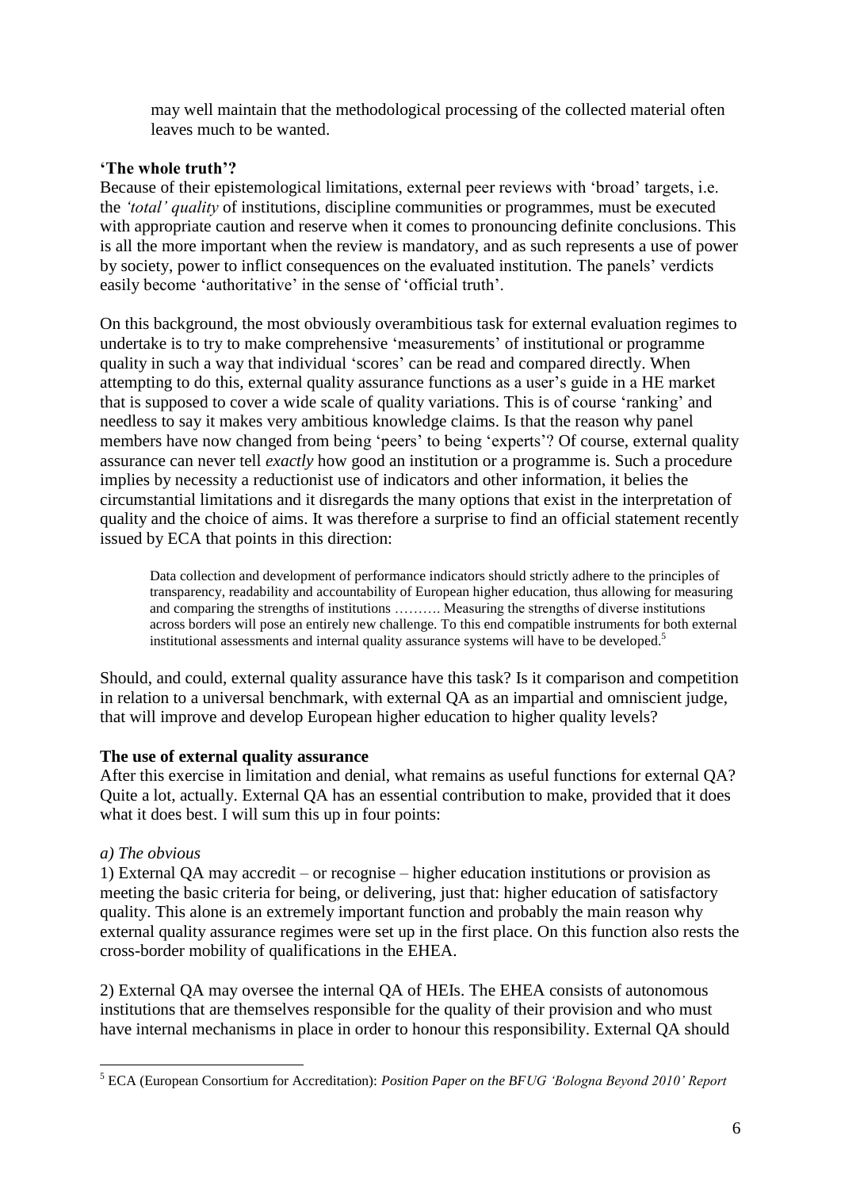> may well maintain that the methodological processing of the collected material often leaves much to be wanted.

**'The whole truth'?**

Because of their epistemological limitations, external peer reviews with 'broad' targets, i.e. the *'total' quality* of institutions, discipline communities or programmes, must be executed with appropriate caution and reserve when it comes to pronouncing definite conclusions. This is all the more important when the review is mandatory, and as such represents a use of power by society, power to inflict consequences on the evaluated institution. The panels' verdicts easily become 'authoritative' in the sense of 'official truth'.

On this background, the most obviously overambitious task for external evaluation regimes to undertake is to try to make comprehensive 'measurements' of institutional or programme quality in such a way that individual 'scores' can be read and compared directly. When attempting to do this, external quality assurance functions as a user's guide in a HE market that is supposed to cover a wide scale of quality variations. This is of course 'ranking' and needless to say it makes very ambitious knowledge claims. Is that the reason why panel members have now changed from being 'peers' to being 'experts'? Of course, external quality assurance can never tell *exactly* how good an institution or a programme is. Such a procedure implies by necessity a reductionist use of indicators and other information, it belies the circumstantial limitations and it disregards the many options that exist in the interpretation of quality and the choice of aims. It was therefore a surprise to find an official statement recently issued by ECA that points in this direction:

> Data collection and development of performance indicators should strictly adhere to the principles of transparency, readability and accountability of European higher education, thus allowing for measuring and comparing the strengths of institutions ………. Measuring the strengths of diverse institutions across borders will pose an entirely new challenge. To this end compatible instruments for both external institutional assessments and internal quality assurance systems will have to be developed.[5]

Should, and could, external quality assurance have this task? Is it comparison and competition in relation to a universal benchmark, with external QA as an impartial and omniscient judge, that will improve and develop European higher education to higher quality levels?

**The use of external quality assurance**

After this exercise in limitation and denial, what remains as useful functions for external QA? Quite a lot, actually. External QA has an essential contribution to make, provided that it does what it does best. I will sum this up in four points:

*a) The obvious*

1) External QA may accredit – or recognise – higher education institutions or provision as meeting the basic criteria for being, or delivering, just that: higher education of satisfactory quality. This alone is an extremely important function and probably the main reason why external quality assurance regimes were set up in the first place. On this function also rests the cross-border mobility of qualifications in the EHEA.

2) External QA may oversee the internal QA of HEIs. The EHEA consists of autonomous institutions that are themselves responsible for the quality of their provision and who must have internal mechanisms in place in order to honour this responsibility. External QA should

---

[5] ECA (European Consortium for Accreditation): *Position Paper on the BFUG 'Bologna Beyond 2010' Report*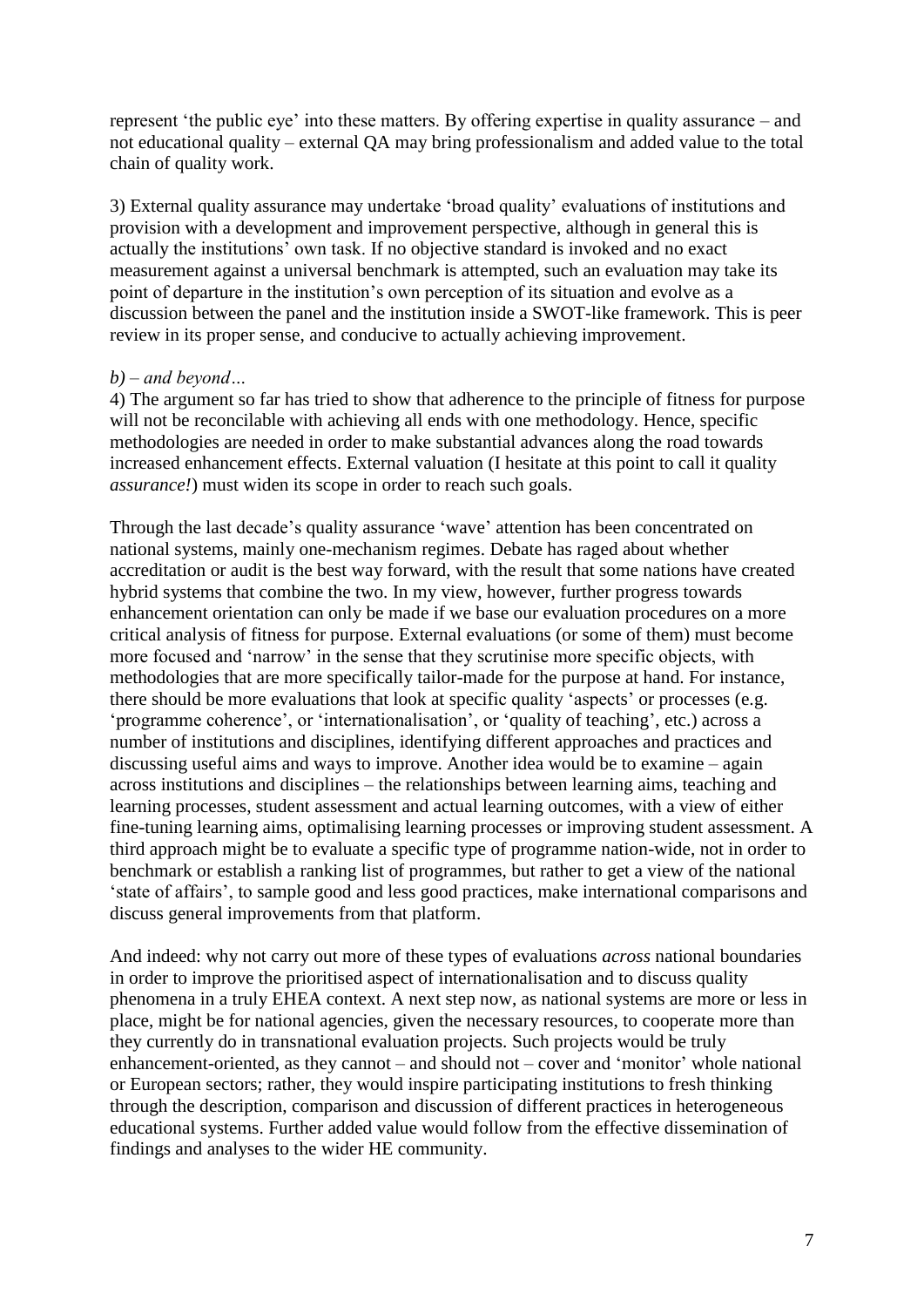represent 'the public eye' into these matters. By offering expertise in quality assurance – and not educational quality – external QA may bring professionalism and added value to the total chain of quality work.

3) External quality assurance may undertake 'broad quality' evaluations of institutions and provision with a development and improvement perspective, although in general this is actually the institutions' own task. If no objective standard is invoked and no exact measurement against a universal benchmark is attempted, such an evaluation may take its point of departure in the institution's own perception of its situation and evolve as a discussion between the panel and the institution inside a SWOT-like framework. This is peer review in its proper sense, and conducive to actually achieving improvement.

*b) – and beyond…*

4) The argument so far has tried to show that adherence to the principle of fitness for purpose will not be reconcilable with achieving all ends with one methodology. Hence, specific methodologies are needed in order to make substantial advances along the road towards increased enhancement effects. External valuation (I hesitate at this point to call it quality *assurance!*) must widen its scope in order to reach such goals.

Through the last decade's quality assurance 'wave' attention has been concentrated on national systems, mainly one-mechanism regimes. Debate has raged about whether accreditation or audit is the best way forward, with the result that some nations have created hybrid systems that combine the two. In my view, however, further progress towards enhancement orientation can only be made if we base our evaluation procedures on a more critical analysis of fitness for purpose. External evaluations (or some of them) must become more focused and 'narrow' in the sense that they scrutinise more specific objects, with methodologies that are more specifically tailor-made for the purpose at hand. For instance, there should be more evaluations that look at specific quality 'aspects' or processes (e.g. 'programme coherence', or 'internationalisation', or 'quality of teaching', etc.) across a number of institutions and disciplines, identifying different approaches and practices and discussing useful aims and ways to improve. Another idea would be to examine – again across institutions and disciplines – the relationships between learning aims, teaching and learning processes, student assessment and actual learning outcomes, with a view of either fine-tuning learning aims, optimalising learning processes or improving student assessment. A third approach might be to evaluate a specific type of programme nation-wide, not in order to benchmark or establish a ranking list of programmes, but rather to get a view of the national 'state of affairs', to sample good and less good practices, make international comparisons and discuss general improvements from that platform.

And indeed: why not carry out more of these types of evaluations *across* national boundaries in order to improve the prioritised aspect of internationalisation and to discuss quality phenomena in a truly EHEA context. A next step now, as national systems are more or less in place, might be for national agencies, given the necessary resources, to cooperate more than they currently do in transnational evaluation projects. Such projects would be truly enhancement-oriented, as they cannot – and should not – cover and 'monitor' whole national or European sectors; rather, they would inspire participating institutions to fresh thinking through the description, comparison and discussion of different practices in heterogeneous educational systems. Further added value would follow from the effective dissemination of findings and analyses to the wider HE community.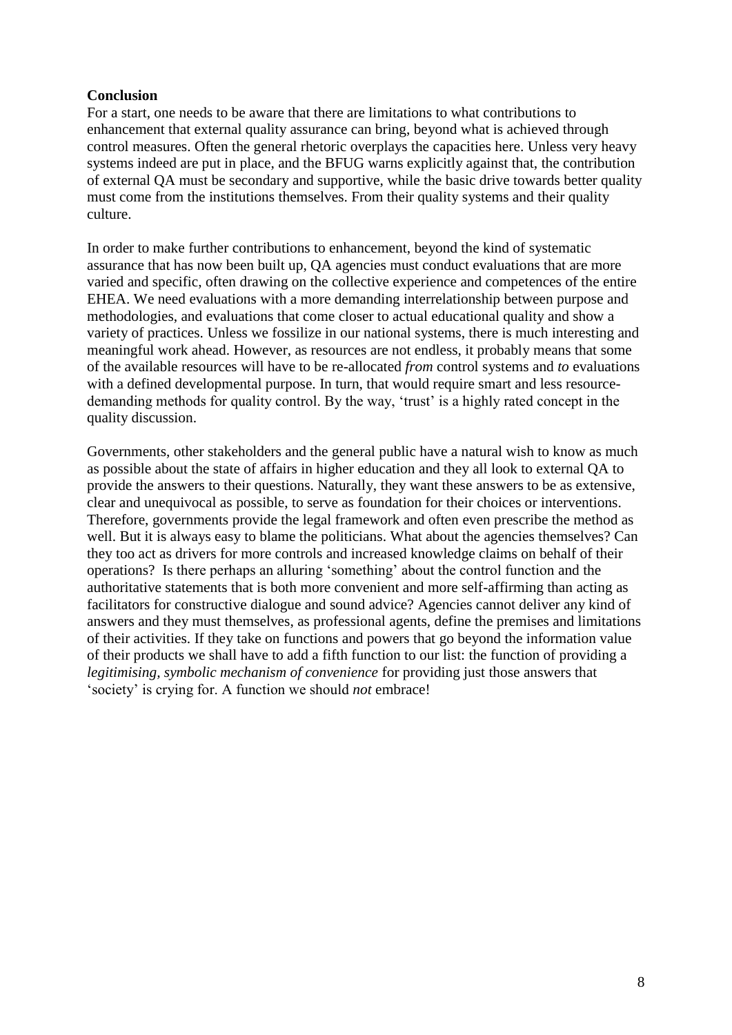**Conclusion**

For a start, one needs to be aware that there are limitations to what contributions to enhancement that external quality assurance can bring, beyond what is achieved through control measures. Often the general rhetoric overplays the capacities here. Unless very heavy systems indeed are put in place, and the BFUG warns explicitly against that, the contribution of external QA must be secondary and supportive, while the basic drive towards better quality must come from the institutions themselves. From their quality systems and their quality culture.

In order to make further contributions to enhancement, beyond the kind of systematic assurance that has now been built up, QA agencies must conduct evaluations that are more varied and specific, often drawing on the collective experience and competences of the entire EHEA. We need evaluations with a more demanding interrelationship between purpose and methodologies, and evaluations that come closer to actual educational quality and show a variety of practices. Unless we fossilize in our national systems, there is much interesting and meaningful work ahead. However, as resources are not endless, it probably means that some of the available resources will have to be re-allocated *from* control systems and *to* evaluations with a defined developmental purpose. In turn, that would require smart and less resource-demanding methods for quality control. By the way, 'trust' is a highly rated concept in the quality discussion.

Governments, other stakeholders and the general public have a natural wish to know as much as possible about the state of affairs in higher education and they all look to external QA to provide the answers to their questions. Naturally, they want these answers to be as extensive, clear and unequivocal as possible, to serve as foundation for their choices or interventions. Therefore, governments provide the legal framework and often even prescribe the method as well. But it is always easy to blame the politicians. What about the agencies themselves? Can they too act as drivers for more controls and increased knowledge claims on behalf of their operations? Is there perhaps an alluring 'something' about the control function and the authoritative statements that is both more convenient and more self-affirming than acting as facilitators for constructive dialogue and sound advice? Agencies cannot deliver any kind of answers and they must themselves, as professional agents, define the premises and limitations of their activities. If they take on functions and powers that go beyond the information value of their products we shall have to add a fifth function to our list: the function of providing a *legitimising, symbolic mechanism of convenience* for providing just those answers that 'society' is crying for. A function we should *not* embrace!